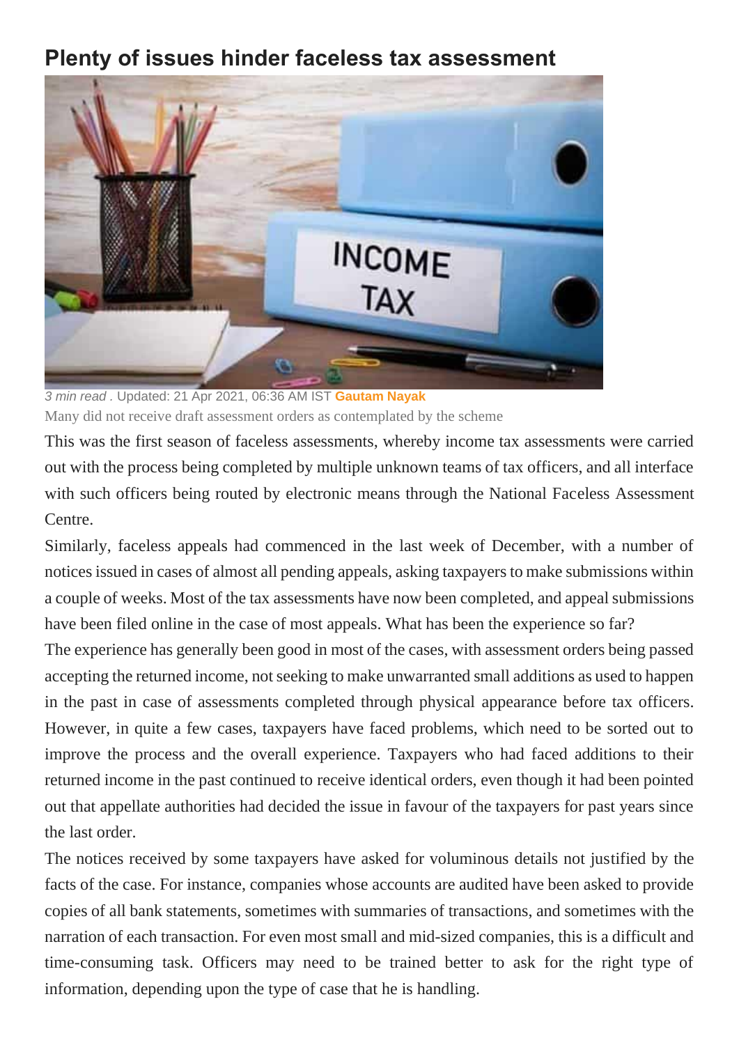# Plenty of issues hinder faceless tax assessment

*3 min read* . Updated: 21 Apr 2021, 06:36 AM IST **Gautam Nayak**

Many did not receive draft assessment orders as contemplated by the scheme

This was the first season of faceless assessments, whereby income tax assessments were carried out with the process being completed by multiple unknown teams of tax officers, and all interface with such officers being routed by electronic means through the National Faceless Assessment Centre.

Similarly, faceless appeals had commenced in the last week of December, with a number of notices issued in cases of almost all pending appeals, asking taxpayers to make submissions within a couple of weeks. Most of the tax assessments have now been completed, and appeal submissions have been filed online in the case of most appeals. What has been the experience so far?

The experience has generally been good in most of the cases, with assessment orders being passed accepting the returned income, not seeking to make unwarranted small additions as used to happen in the past in case of assessments completed through physical appearance before tax officers. However, in quite a few cases, taxpayers have faced problems, which need to be sorted out to improve the process and the overall experience. Taxpayers who had faced additions to their returned income in the past continued to receive identical orders, even though it had been pointed out that appellate authorities had decided the issue in favour of the taxpayers for past years since the last order.

The notices received by some taxpayers have asked for voluminous details not justified by the facts of the case. For instance, companies whose accounts are audited have been asked to provide copies of all bank statements, sometimes with summaries of transactions, and sometimes with the narration of each transaction. For even most small and mid-sized companies, this is a difficult and time-consuming task. Officers may need to be trained better to ask for the right type of information, depending upon the type of case that he is handling.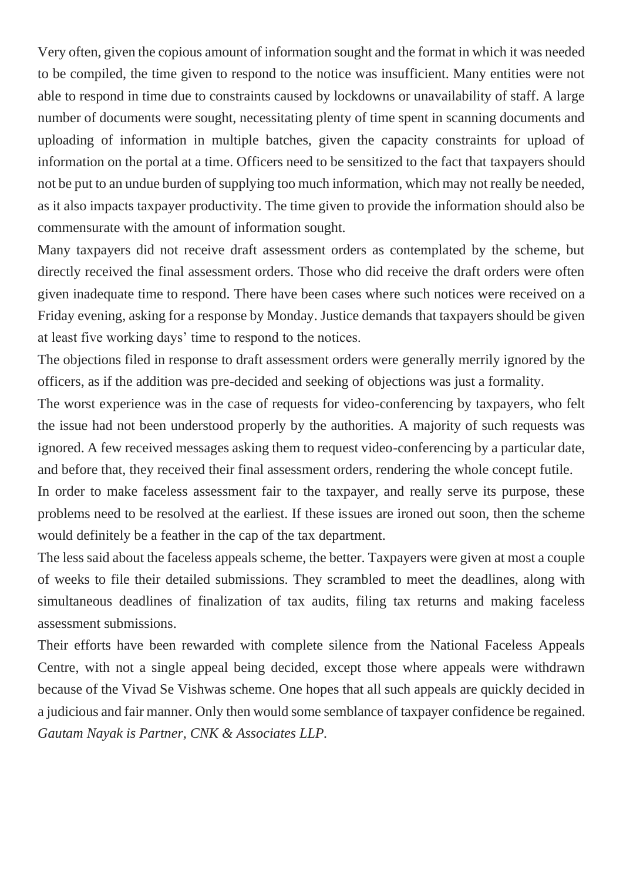Very often, given the copious amount of information sought and the format in which it was needed to be compiled, the time given to respond to the notice was insufficient. Many entities were not able to respond in time due to constraints caused by lockdowns or unavailability of staff. A large number of documents were sought, necessitating plenty of time spent in scanning documents and uploading of information in multiple batches, given the capacity constraints for upload of information on the portal at a time. Officers need to be sensitized to the fact that taxpayers should not be put to an undue burden of supplying too much information, which may not really be needed, as it also impacts taxpayer productivity. The time given to provide the information should also be commensurate with the amount of information sought.

Many taxpayers did not receive draft assessment orders as contemplated by the scheme, but directly received the final assessment orders. Those who did receive the draft orders were often given inadequate time to respond. There have been cases where such notices were received on a Friday evening, asking for a response by Monday. Justice demands that taxpayers should be given at least five working days' time to respond to the notices.

The objections filed in response to draft assessment orders were generally merrily ignored by the officers, as if the addition was pre-decided and seeking of objections was just a formality.

The worst experience was in the case of requests for video-conferencing by taxpayers, who felt the issue had not been understood properly by the authorities. A majority of such requests was ignored. A few received messages asking them to request video-conferencing by a particular date, and before that, they received their final assessment orders, rendering the whole concept futile.

In order to make faceless assessment fair to the taxpayer, and really serve its purpose, these problems need to be resolved at the earliest. If these issues are ironed out soon, then the scheme would definitely be a feather in the cap of the tax department.

The less said about the faceless appeals scheme, the better. Taxpayers were given at most a couple of weeks to file their detailed submissions. They scrambled to meet the deadlines, along with simultaneous deadlines of finalization of tax audits, filing tax returns and making faceless assessment submissions.

Their efforts have been rewarded with complete silence from the National Faceless Appeals Centre, with not a single appeal being decided, except those where appeals were withdrawn because of the Vivad Se Vishwas scheme. One hopes that all such appeals are quickly decided in a judicious and fair manner. Only then would some semblance of taxpayer confidence be regained.

*Gautam Nayak is Partner, CNK & Associates LLP.*